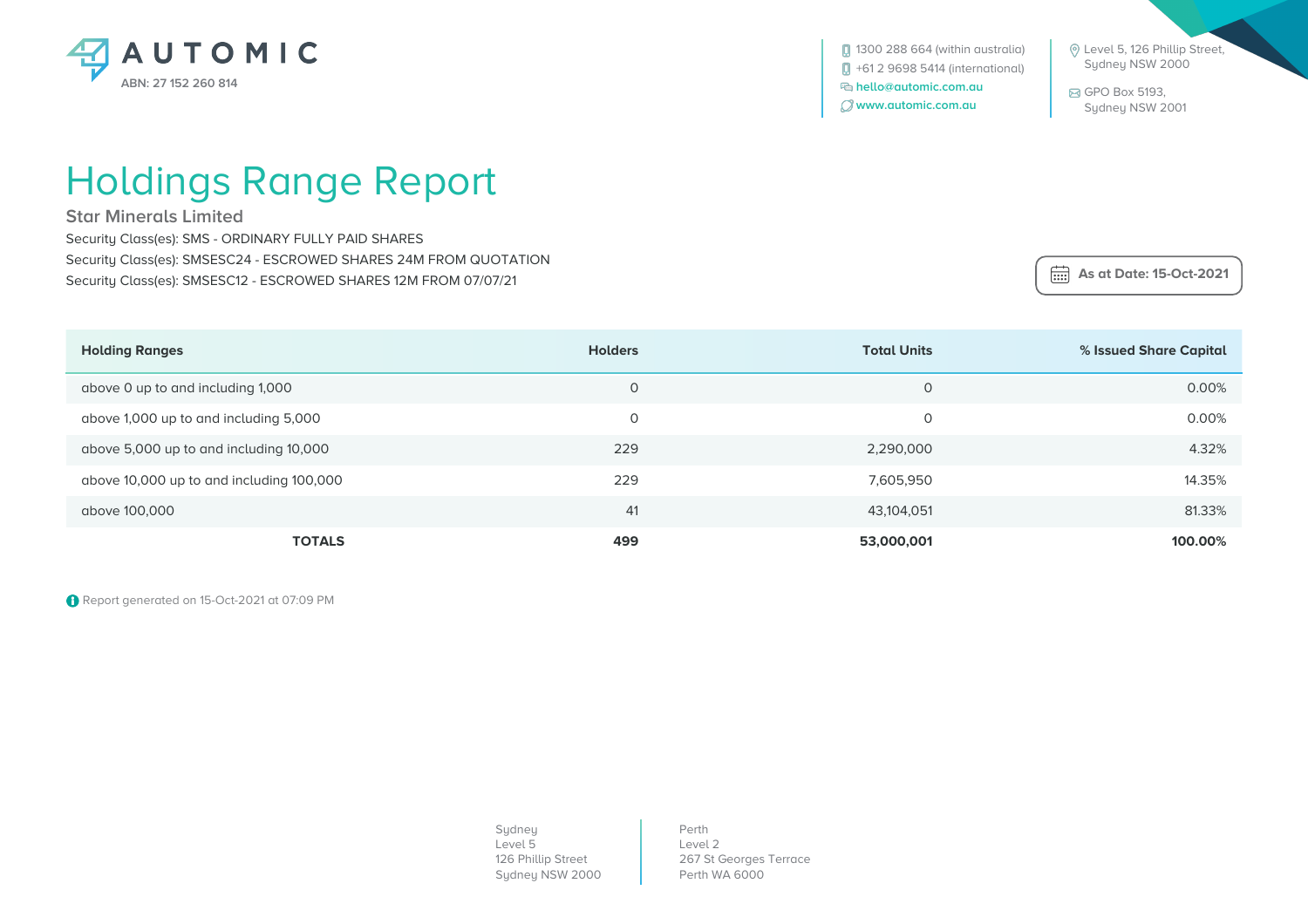AUTOMIC

ABN: 27 152 260 814

1300 288 664 (within australia)
+61 2 9698 5414 (international)
hello@automic.com.au
www.automic.com.au

Level 5, 126 Phillip Street,
Sydney NSW 2000

GPO Box 5193,
Sydney NSW 2001

# Holdings Range Report

## Star Minerals Limited

Security Class(es): SMS - ORDINARY FULLY PAID SHARES
Security Class(es): SMSESC24 - ESCROWED SHARES 24M FROM QUOTATION
Security Class(es): SMSESC12 - ESCROWED SHARES 12M FROM 07/07/21

**As at Date: 15-Oct-2021**

| Holding Ranges | Holders | Total Units | % Issued Share Capital |
|---|---|---|---|
| above 0 up to and including 1,000 | 0 | 0 | 0.00% |
| above 1,000 up to and including 5,000 | 0 | 0 | 0.00% |
| above 5,000 up to and including 10,000 | 229 | 2,290,000 | 4.32% |
| above 10,000 up to and including 100,000 | 229 | 7,605,950 | 14.35% |
| above 100,000 | 41 | 43,104,051 | 81.33% |
| **TOTALS** | **499** | **53,000,001** | **100.00%** |

Report generated on 15-Oct-2021 at 07:09 PM

Sydney
Level 5
126 Phillip Street
Sydney NSW 2000

Perth
Level 2
267 St Georges Terrace
Perth WA 6000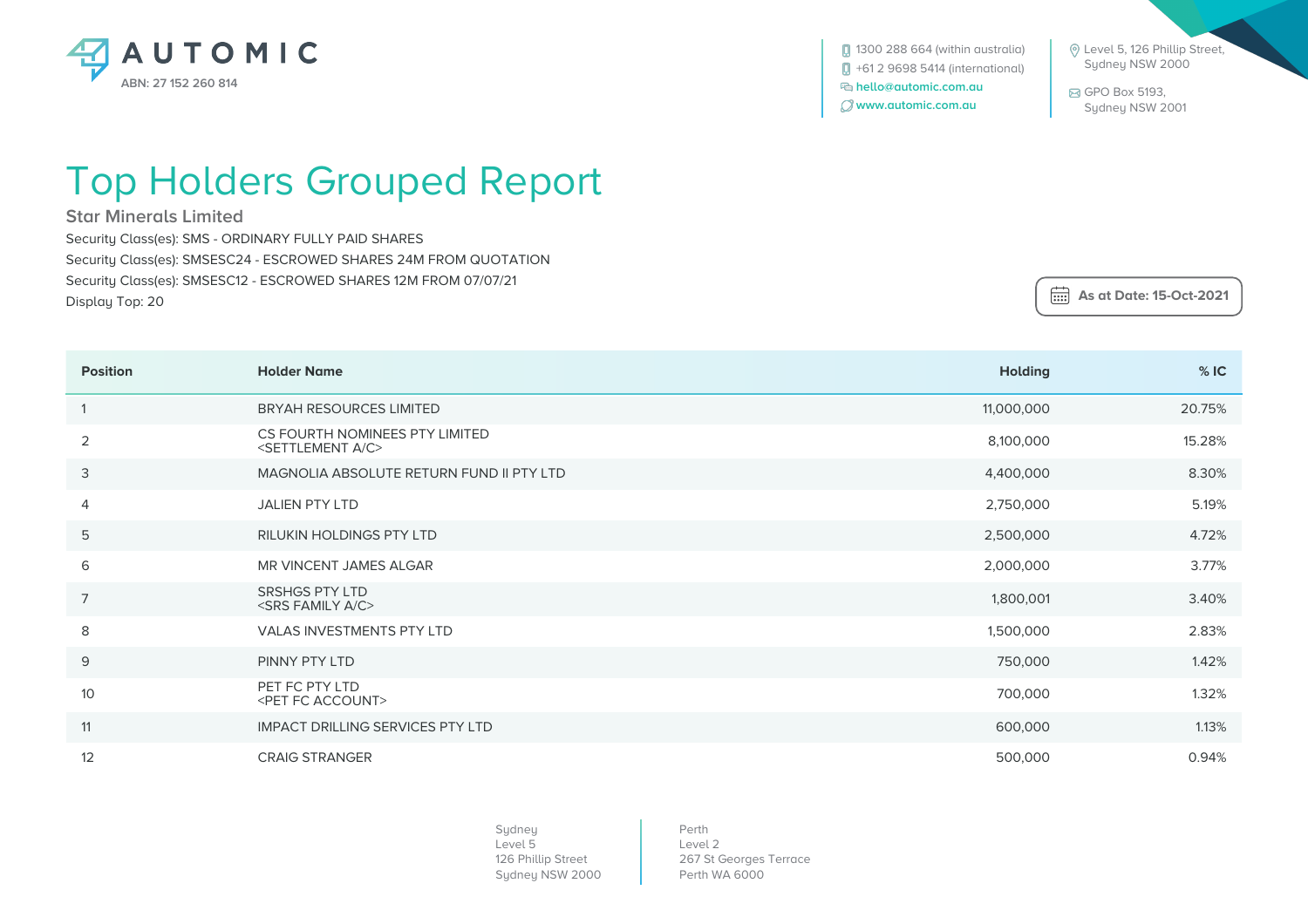AUTOMIC

ABN: 27 152 260 814

1300 288 664 (within australia)
+61 2 9698 5414 (international)
hello@automic.com.au
www.automic.com.au

Level 5, 126 Phillip Street, Sydney NSW 2000

GPO Box 5193, Sydney NSW 2001

# Top Holders Grouped Report

## Star Minerals Limited

Security Class(es): SMS - ORDINARY FULLY PAID SHARES
Security Class(es): SMSESC24 - ESCROWED SHARES 24M FROM QUOTATION
Security Class(es): SMSESC12 - ESCROWED SHARES 12M FROM 07/07/21
Display Top: 20

**As at Date: 15-Oct-2021**

| Position | Holder Name | Holding | % IC |
|---|---|---|---|
| 1 | BRYAH RESOURCES LIMITED | 11,000,000 | 20.75% |
| 2 | CS FOURTH NOMINEES PTY LIMITED <SETTLEMENT A/C> | 8,100,000 | 15.28% |
| 3 | MAGNOLIA ABSOLUTE RETURN FUND II PTY LTD | 4,400,000 | 8.30% |
| 4 | JALIEN PTY LTD | 2,750,000 | 5.19% |
| 5 | RILUKIN HOLDINGS PTY LTD | 2,500,000 | 4.72% |
| 6 | MR VINCENT JAMES ALGAR | 2,000,000 | 3.77% |
| 7 | SRSHGS PTY LTD <SRS FAMILY A/C> | 1,800,001 | 3.40% |
| 8 | VALAS INVESTMENTS PTY LTD | 1,500,000 | 2.83% |
| 9 | PINNY PTY LTD | 750,000 | 1.42% |
| 10 | PET FC PTY LTD <PET FC ACCOUNT> | 700,000 | 1.32% |
| 11 | IMPACT DRILLING SERVICES PTY LTD | 600,000 | 1.13% |
| 12 | CRAIG STRANGER | 500,000 | 0.94% |

Sydney
Level 5
126 Phillip Street
Sydney NSW 2000

Perth
Level 2
267 St Georges Terrace
Perth WA 6000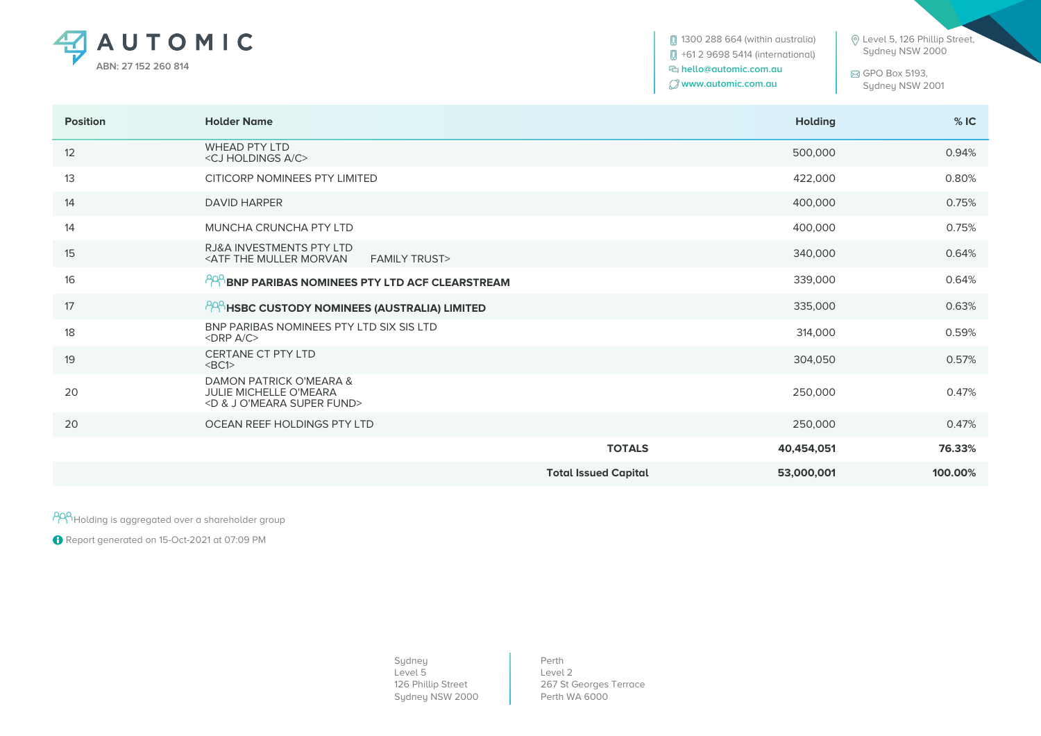| Position | Holder Name | Holding | % IC |
|---|---|---|---|
| 12 | WHEAD PTY LTD<br><CJ HOLDINGS A/C> | 500,000 | 0.94% |
| 13 | CITICORP NOMINEES PTY LIMITED | 422,000 | 0.80% |
| 14 | DAVID HARPER | 400,000 | 0.75% |
| 14 | MUNCHA CRUNCHA PTY LTD | 400,000 | 0.75% |
| 15 | RJ&A INVESTMENTS PTY LTD<br><ATF THE MULLER MORVAN FAMILY TRUST> | 340,000 | 0.64% |
| 16 | **BNP PARIBAS NOMINEES PTY LTD ACF CLEARSTREAM** | 339,000 | 0.64% |
| 17 | **HSBC CUSTODY NOMINEES (AUSTRALIA) LIMITED** | 335,000 | 0.63% |
| 18 | BNP PARIBAS NOMINEES PTY LTD SIX SIS LTD<br><DRP A/C> | 314,000 | 0.59% |
| 19 | CERTANE CT PTY LTD<br><BC1> | 304,050 | 0.57% |
| 20 | DAMON PATRICK O'MEARA &<br>JULIE MICHELLE O'MEARA<br><D & J O'MEARA SUPER FUND> | 250,000 | 0.47% |
| 20 | OCEAN REEF HOLDINGS PTY LTD | 250,000 | 0.47% |
| | **TOTALS** | **40,454,051** | **76.33%** |
| | **Total Issued Capital** | **53,000,001** | **100.00%** |

Holding is aggregated over a shareholder group

Report generated on 15-Oct-2021 at 07:09 PM